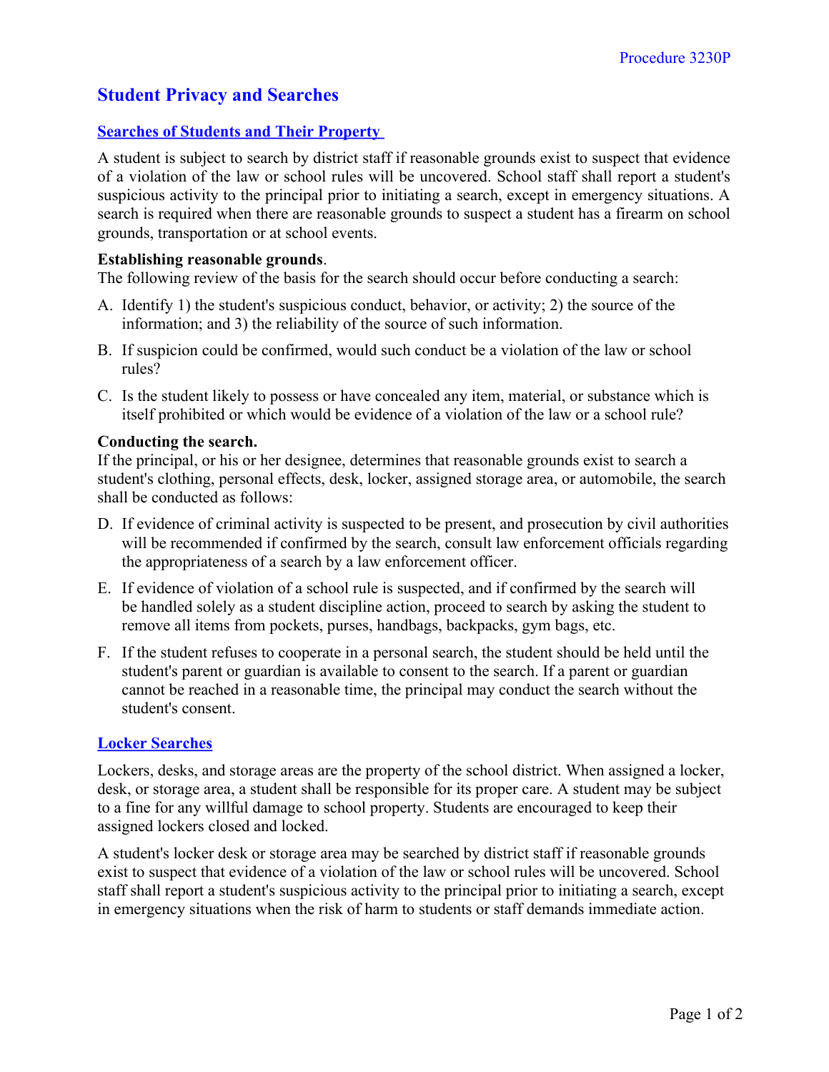Procedure 3230P

# Student Privacy and Searches

## Searches of Students and Their Property

A student is subject to search by district staff if reasonable grounds exist to suspect that evidence of a violation of the law or school rules will be uncovered. School staff shall report a student's suspicious activity to the principal prior to initiating a search, except in emergency situations. A search is required when there are reasonable grounds to suspect a student has a firearm on school grounds, transportation or at school events.

**Establishing reasonable grounds**.
The following review of the basis for the search should occur before conducting a search:

A. Identify 1) the student's suspicious conduct, behavior, or activity; 2) the source of the information; and 3) the reliability of the source of such information.

B. If suspicion could be confirmed, would such conduct be a violation of the law or school rules?

C. Is the student likely to possess or have concealed any item, material, or substance which is itself prohibited or which would be evidence of a violation of the law or a school rule?

**Conducting the search.**
If the principal, or his or her designee, determines that reasonable grounds exist to search a student's clothing, personal effects, desk, locker, assigned storage area, or automobile, the search shall be conducted as follows:

D. If evidence of criminal activity is suspected to be present, and prosecution by civil authorities will be recommended if confirmed by the search, consult law enforcement officials regarding the appropriateness of a search by a law enforcement officer.

E. If evidence of violation of a school rule is suspected, and if confirmed by the search will be handled solely as a student discipline action, proceed to search by asking the student to remove all items from pockets, purses, handbags, backpacks, gym bags, etc.

F. If the student refuses to cooperate in a personal search, the student should be held until the student's parent or guardian is available to consent to the search. If a parent or guardian cannot be reached in a reasonable time, the principal may conduct the search without the student's consent.

## Locker Searches

Lockers, desks, and storage areas are the property of the school district. When assigned a locker, desk, or storage area, a student shall be responsible for its proper care. A student may be subject to a fine for any willful damage to school property. Students are encouraged to keep their assigned lockers closed and locked.

A student's locker desk or storage area may be searched by district staff if reasonable grounds exist to suspect that evidence of a violation of the law or school rules will be uncovered. School staff shall report a student's suspicious activity to the principal prior to initiating a search, except in emergency situations when the risk of harm to students or staff demands immediate action.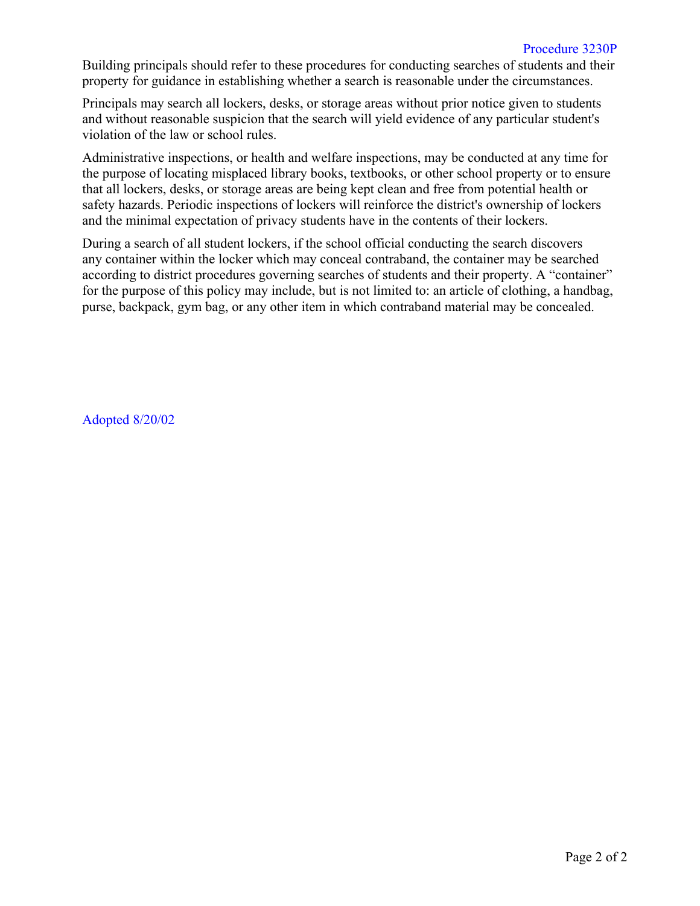Building principals should refer to these procedures for conducting searches of students and their property for guidance in establishing whether a search is reasonable under the circumstances.

Principals may search all lockers, desks, or storage areas without prior notice given to students and without reasonable suspicion that the search will yield evidence of any particular student's violation of the law or school rules.

Administrative inspections, or health and welfare inspections, may be conducted at any time for the purpose of locating misplaced library books, textbooks, or other school property or to ensure that all lockers, desks, or storage areas are being kept clean and free from potential health or safety hazards. Periodic inspections of lockers will reinforce the district's ownership of lockers and the minimal expectation of privacy students have in the contents of their lockers.

During a search of all student lockers, if the school official conducting the search discovers any container within the locker which may conceal contraband, the container may be searched according to district procedures governing searches of students and their property. A "container" for the purpose of this policy may include, but is not limited to: an article of clothing, a handbag, purse, backpack, gym bag, or any other item in which contraband material may be concealed.

Adopted 8/20/02